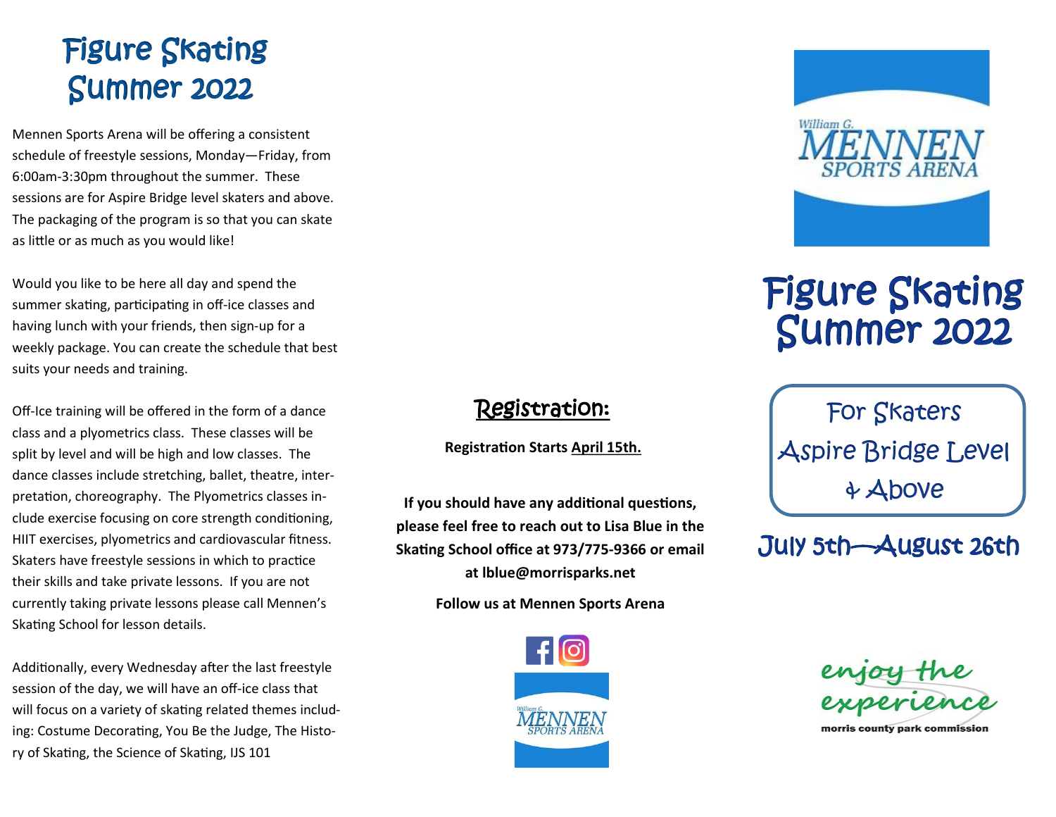# Figure Skating Summer 2022

Mennen Sports Arena will be offering a consistent schedule of freestyle sessions, Monday—Friday, from 6:00am-3:30pm throughout the summer. These sessions are for Aspire Bridge level skaters and above. The packaging of the program is so that you can skate as little or as much as you would like!

Would you like to be here all day and spend the summer skating, participating in off-ice classes and having lunch with your friends, then sign-up for a weekly package. You can create the schedule that best suits your needs and training.

Off-Ice training will be offered in the form of a dance class and a plyometrics class. These classes will be split by level and will be high and low classes. The dance classes include stretching, ballet, theatre, interpretation, choreography. The Plyometrics classes include exercise focusing on core strength conditioning, HIIT exercises, plyometrics and cardiovascular fitness. Skaters have freestyle sessions in which to practice their skills and take private lessons. If you are not currently taking private lessons please call Mennen's Skating School for lesson details.

Additionally, every Wednesday after the last freestyle session of the day, we will have an off-ice class that will focus on a variety of skating related themes including: Costume Decorating, You Be the Judge, The History of Skating, the Science of Skating, IJS 101

## Registration:

**Registration Starts April 15th.**

**If you should have any additional questions, please feel free to reach out to Lisa Blue in the Skating School office at 973/775-9366 or email at lblue@morrisparks.net**

**Follow us at Mennen Sports Arena**

William G. MENNEN SPORTS ARENA

William G. MENNEN SPORTS ARENA

# Figure Skating Summer 2022

For Skaters Aspire Bridge Level & Above

July 5th—August 26th

enjoy the experience

morris county park commission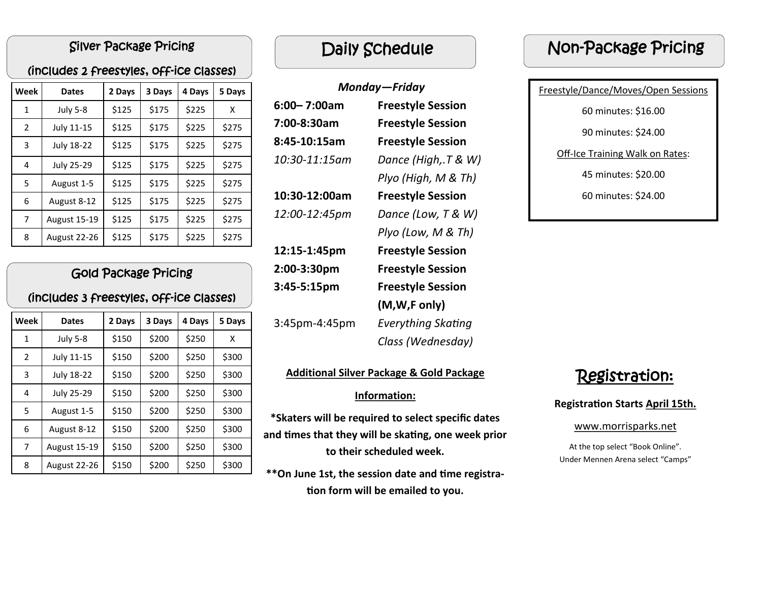## Silver Package Pricing

(includes 2 freestyles, off-ice classes)

| Week | Dates | 2 Days | 3 Days | 4 Days | 5 Days |
|---|---|---|---|---|---|
| 1 | July 5-8 | $125 | $175 | $225 | X |
| 2 | July 11-15 | $125 | $175 | $225 | $275 |
| 3 | July 18-22 | $125 | $175 | $225 | $275 |
| 4 | July 25-29 | $125 | $175 | $225 | $275 |
| 5 | August 1-5 | $125 | $175 | $225 | $275 |
| 6 | August 8-12 | $125 | $175 | $225 | $275 |
| 7 | August 15-19 | $125 | $175 | $225 | $275 |
| 8 | August 22-26 | $125 | $175 | $225 | $275 |

## Gold Package Pricing

(includes 3 freestyles, off-ice classes)

| Week | Dates | 2 Days | 3 Days | 4 Days | 5 Days |
|---|---|---|---|---|---|
| 1 | July 5-8 | $150 | $200 | $250 | X |
| 2 | July 11-15 | $150 | $200 | $250 | $300 |
| 3 | July 18-22 | $150 | $200 | $250 | $300 |
| 4 | July 25-29 | $150 | $200 | $250 | $300 |
| 5 | August 1-5 | $150 | $200 | $250 | $300 |
| 6 | August 8-12 | $150 | $200 | $250 | $300 |
| 7 | August 15-19 | $150 | $200 | $250 | $300 |
| 8 | August 22-26 | $150 | $200 | $250 | $300 |

## Daily Schedule

***Monday—Friday***

| | |
|---|---|
| **6:00– 7:00am** | **Freestyle Session** |
| **7:00-8:30am** | **Freestyle Session** |
| **8:45-10:15am** | **Freestyle Session** |
| *10:30-11:15am* | *Dance (High,.T & W)* <br> *Plyo (High, M & Th)* |
| **10:30-12:00am** | **Freestyle Session** |
| *12:00-12:45pm* | *Dance (Low, T & W)* <br> *Plyo (Low, M & Th)* |
| **12:15-1:45pm** | **Freestyle Session** |
| **2:00-3:30pm** | **Freestyle Session** |
| **3:45-5:15pm** | **Freestyle Session (M,W,F only)** |
| 3:45pm-4:45pm | *Everything Skating Class (Wednesday)* |

**Additional Silver Package & Gold Package Information:**

**\*Skaters will be required to select specific dates and times that they will be skating, one week prior to their scheduled week.**

**\*\*On June 1st, the session date and time registration form will be emailed to you.**

## Non-Package Pricing

Freestyle/Dance/Moves/Open Sessions

60 minutes: $16.00

90 minutes: $24.00

Off-Ice Training Walk on Rates:

45 minutes: $20.00

60 minutes: $24.00

## Registration:

**Registration Starts April 15th.**

www.morrisparks.net

At the top select "Book Online".
Under Mennen Arena select "Camps"